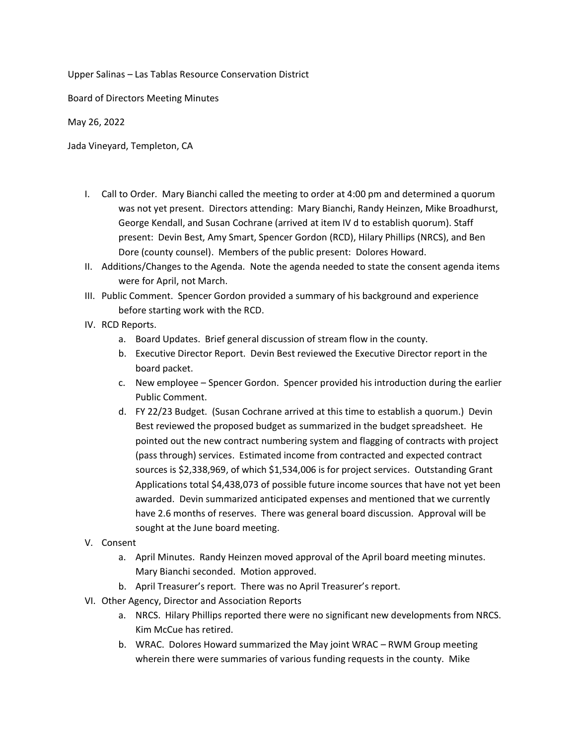Upper Salinas – Las Tablas Resource Conservation District

Board of Directors Meeting Minutes

May 26, 2022

Jada Vineyard, Templeton, CA

I. Call to Order. Mary Bianchi called the meeting to order at 4:00 pm and determined a quorum was not yet present. Directors attending: Mary Bianchi, Randy Heinzen, Mike Broadhurst, George Kendall, and Susan Cochrane (arrived at item IV d to establish quorum). Staff present: Devin Best, Amy Smart, Spencer Gordon (RCD), Hilary Phillips (NRCS), and Ben Dore (county counsel). Members of the public present: Dolores Howard.

II. Additions/Changes to the Agenda. Note the agenda needed to state the consent agenda items were for April, not March.

III. Public Comment. Spencer Gordon provided a summary of his background and experience before starting work with the RCD.

IV. RCD Reports.
   a. Board Updates. Brief general discussion of stream flow in the county.
   b. Executive Director Report. Devin Best reviewed the Executive Director report in the board packet.
   c. New employee – Spencer Gordon. Spencer provided his introduction during the earlier Public Comment.
   d. FY 22/23 Budget. (Susan Cochrane arrived at this time to establish a quorum.) Devin Best reviewed the proposed budget as summarized in the budget spreadsheet. He pointed out the new contract numbering system and flagging of contracts with project (pass through) services. Estimated income from contracted and expected contract sources is $2,338,969, of which $1,534,006 is for project services. Outstanding Grant Applications total $4,438,073 of possible future income sources that have not yet been awarded. Devin summarized anticipated expenses and mentioned that we currently have 2.6 months of reserves. There was general board discussion. Approval will be sought at the June board meeting.

V. Consent
   a. April Minutes. Randy Heinzen moved approval of the April board meeting minutes. Mary Bianchi seconded. Motion approved.
   b. April Treasurer's report. There was no April Treasurer's report.

VI. Other Agency, Director and Association Reports
   a. NRCS. Hilary Phillips reported there were no significant new developments from NRCS. Kim McCue has retired.
   b. WRAC. Dolores Howard summarized the May joint WRAC – RWM Group meeting wherein there were summaries of various funding requests in the county. Mike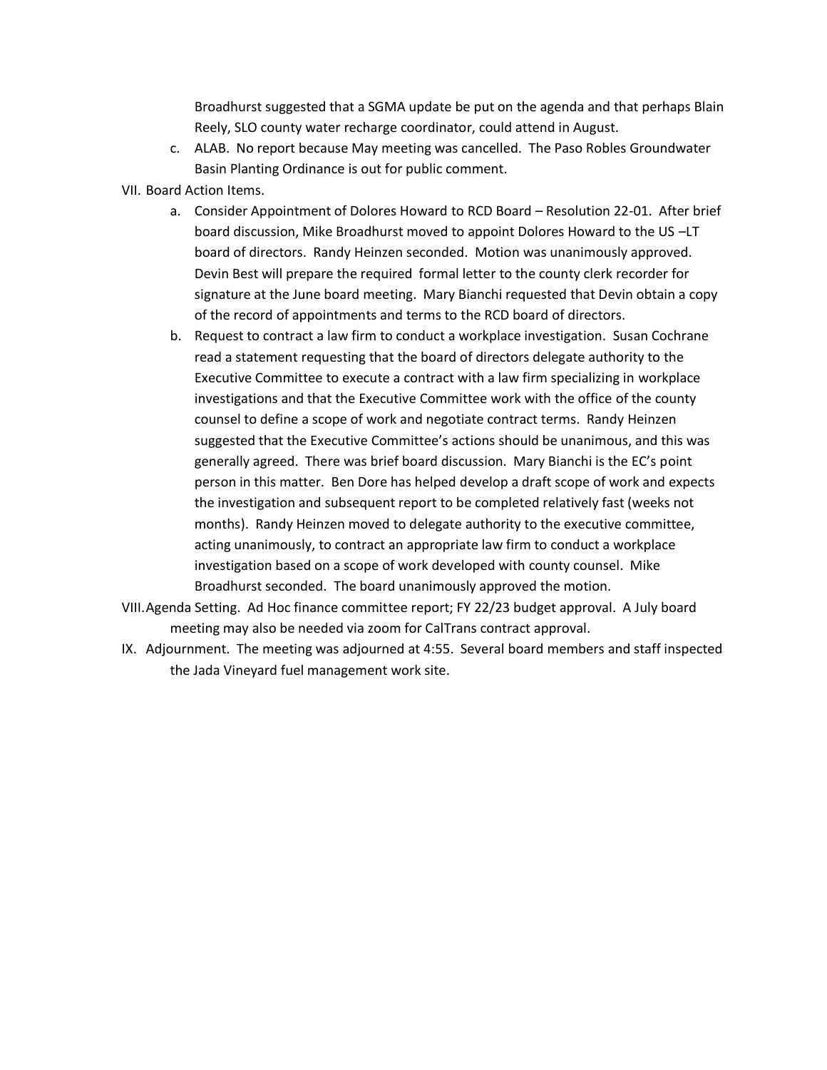Broadhurst suggested that a SGMA update be put on the agenda and that perhaps Blain Reely, SLO county water recharge coordinator, could attend in August.

   c. ALAB. No report because May meeting was cancelled. The Paso Robles Groundwater Basin Planting Ordinance is out for public comment.

VII. Board Action Items.

   a. Consider Appointment of Dolores Howard to RCD Board – Resolution 22-01. After brief board discussion, Mike Broadhurst moved to appoint Dolores Howard to the US –LT board of directors. Randy Heinzen seconded. Motion was unanimously approved. Devin Best will prepare the required formal letter to the county clerk recorder for signature at the June board meeting. Mary Bianchi requested that Devin obtain a copy of the record of appointments and terms to the RCD board of directors.

   b. Request to contract a law firm to conduct a workplace investigation. Susan Cochrane read a statement requesting that the board of directors delegate authority to the Executive Committee to execute a contract with a law firm specializing in workplace investigations and that the Executive Committee work with the office of the county counsel to define a scope of work and negotiate contract terms. Randy Heinzen suggested that the Executive Committee's actions should be unanimous, and this was generally agreed. There was brief board discussion. Mary Bianchi is the EC's point person in this matter. Ben Dore has helped develop a draft scope of work and expects the investigation and subsequent report to be completed relatively fast (weeks not months). Randy Heinzen moved to delegate authority to the executive committee, acting unanimously, to contract an appropriate law firm to conduct a workplace investigation based on a scope of work developed with county counsel. Mike Broadhurst seconded. The board unanimously approved the motion.

VIII. Agenda Setting. Ad Hoc finance committee report; FY 22/23 budget approval. A July board meeting may also be needed via zoom for CalTrans contract approval.

IX. Adjournment. The meeting was adjourned at 4:55. Several board members and staff inspected the Jada Vineyard fuel management work site.